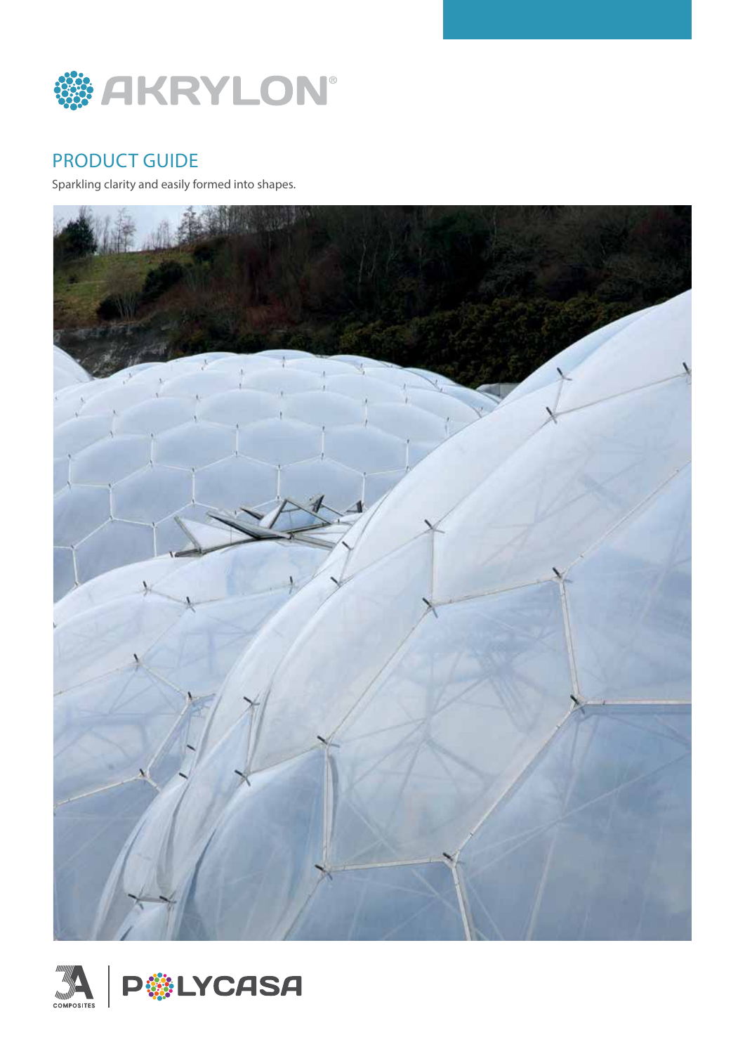# AKRYLON®

## PRODUCT GUIDE

Sparkling clarity and easily formed into shapes.

3A COMPOSITES | POLYCASA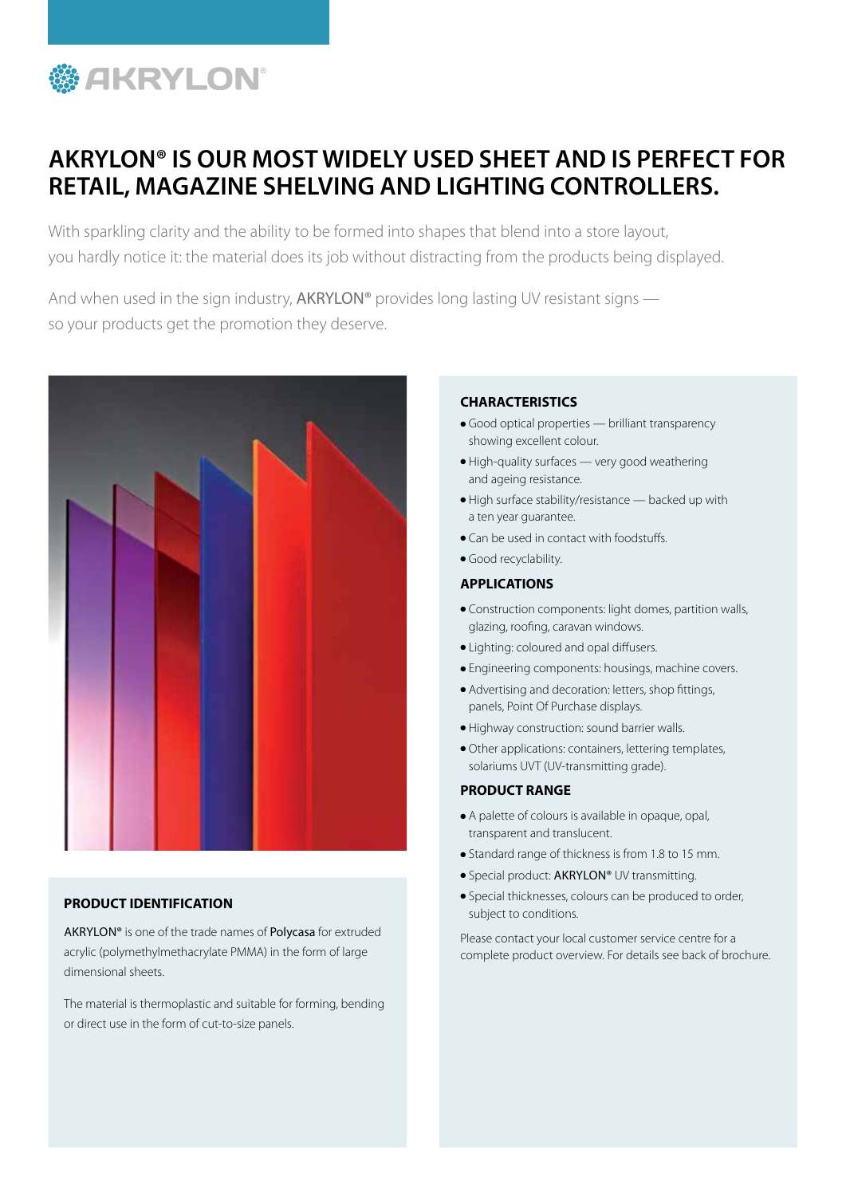# AKRYLON® IS OUR MOST WIDELY USED SHEET AND IS PERFECT FOR RETAIL, MAGAZINE SHELVING AND LIGHTING CONTROLLERS.

With sparkling clarity and the ability to be formed into shapes that blend into a store layout, you hardly notice it: the material does its job without distracting from the products being displayed.

And when used in the sign industry, AKRYLON® provides long lasting UV resistant signs — so your products get the promotion they deserve.

## PRODUCT IDENTIFICATION

AKRYLON® is one of the trade names of Polycasa for extruded acrylic (polymethylmethacrylate PMMA) in the form of large dimensional sheets.

The material is thermoplastic and suitable for forming, bending or direct use in the form of cut-to-size panels.

## CHARACTERISTICS

- Good optical properties — brilliant transparency showing excellent colour.
- High-quality surfaces — very good weathering and ageing resistance.
- High surface stability/resistance — backed up with a ten year guarantee.
- Can be used in contact with foodstuffs.
- Good recyclability.

## APPLICATIONS

- Construction components: light domes, partition walls, glazing, roofing, caravan windows.
- Lighting: coloured and opal diffusers.
- Engineering components: housings, machine covers.
- Advertising and decoration: letters, shop fittings, panels, Point Of Purchase displays.
- Highway construction: sound barrier walls.
- Other applications: containers, lettering templates, solariums UVT (UV-transmitting grade).

## PRODUCT RANGE

- A palette of colours is available in opaque, opal, transparent and translucent.
- Standard range of thickness is from 1.8 to 15 mm.
- Special product: AKRYLON® UV transmitting.
- Special thicknesses, colours can be produced to order, subject to conditions.

Please contact your local customer service centre for a complete product overview. For details see back of brochure.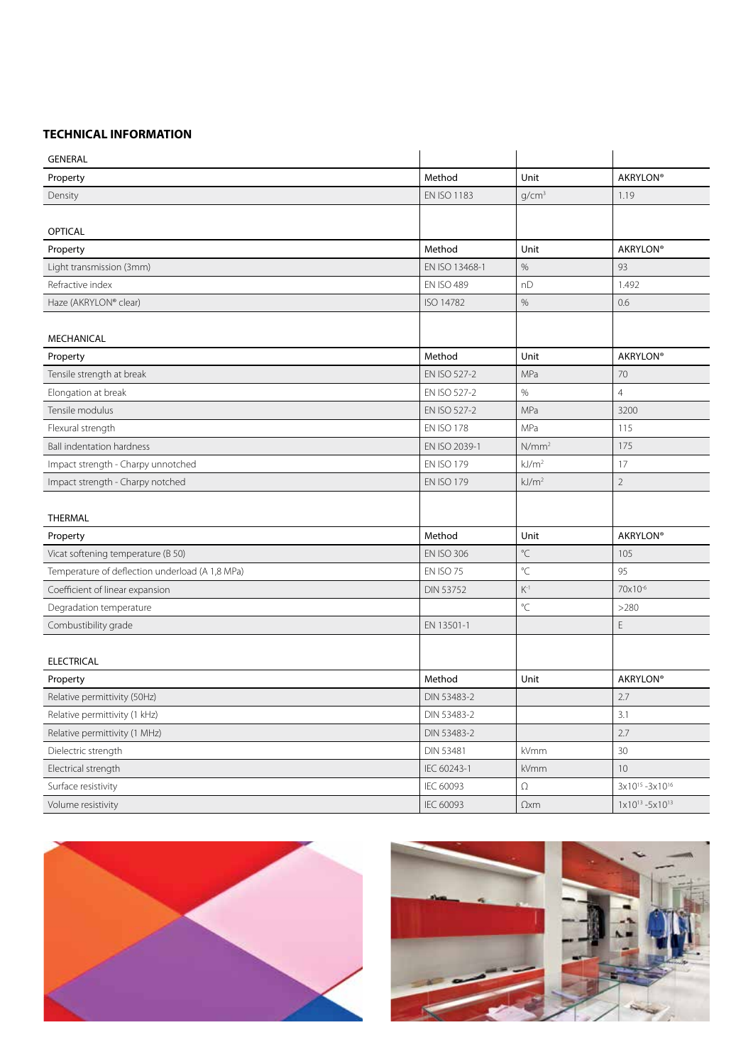## TECHNICAL INFORMATION

| GENERAL | | | |
|---|---|---|---|
| **Property** | **Method** | **Unit** | **AKRYLON®** |
| Density | EN ISO 1183 | g/cm$^3$ | 1.19 |

| OPTICAL | | | |
|---|---|---|---|
| **Property** | **Method** | **Unit** | **AKRYLON®** |
| Light transmission (3mm) | EN ISO 13468-1 | % | 93 |
| Refractive index | EN ISO 489 | nD | 1.492 |
| Haze (AKRYLON® clear) | ISO 14782 | % | 0.6 |

| MECHANICAL | | | |
|---|---|---|---|
| **Property** | **Method** | **Unit** | **AKRYLON®** |
| Tensile strength at break | EN ISO 527-2 | MPa | 70 |
| Elongation at break | EN ISO 527-2 | % | 4 |
| Tensile modulus | EN ISO 527-2 | MPa | 3200 |
| Flexural strength | EN ISO 178 | MPa | 115 |
| Ball indentation hardness | EN ISO 2039-1 | N/mm$^2$ | 175 |
| Impact strength - Charpy unnotched | EN ISO 179 | kJ/m$^2$ | 17 |
| Impact strength - Charpy notched | EN ISO 179 | kJ/m$^2$ | 2 |

| THERMAL | | | |
|---|---|---|---|
| **Property** | **Method** | **Unit** | **AKRYLON®** |
| Vicat softening temperature (B 50) | EN ISO 306 | °C | 105 |
| Temperature of deflection underload (A 1,8 MPa) | EN ISO 75 | °C | 95 |
| Coefficient of linear expansion | DIN 53752 | K$^{-1}$ | $70 \times 10^{-6}$ |
| Degradation temperature | | °C | >280 |
| Combustibility grade | EN 13501-1 | | E |

| ELECTRICAL | | | |
|---|---|---|---|
| **Property** | **Method** | **Unit** | **AKRYLON®** |
| Relative permittivity (50Hz) | DIN 53483-2 | | 2.7 |
| Relative permittivity (1 kHz) | DIN 53483-2 | | 3.1 |
| Relative permittivity (1 MHz) | DIN 53483-2 | | 2.7 |
| Dielectric strength | DIN 53481 | kVmm | 30 |
| Electrical strength | IEC 60243-1 | kVmm | 10 |
| Surface resistivity | IEC 60093 | Ω | $3 \times 10^{15}$ - $3 \times 10^{16}$ |
| Volume resistivity | IEC 60093 | Ωxm | $1 \times 10^{13}$ - $5 \times 10^{13}$ |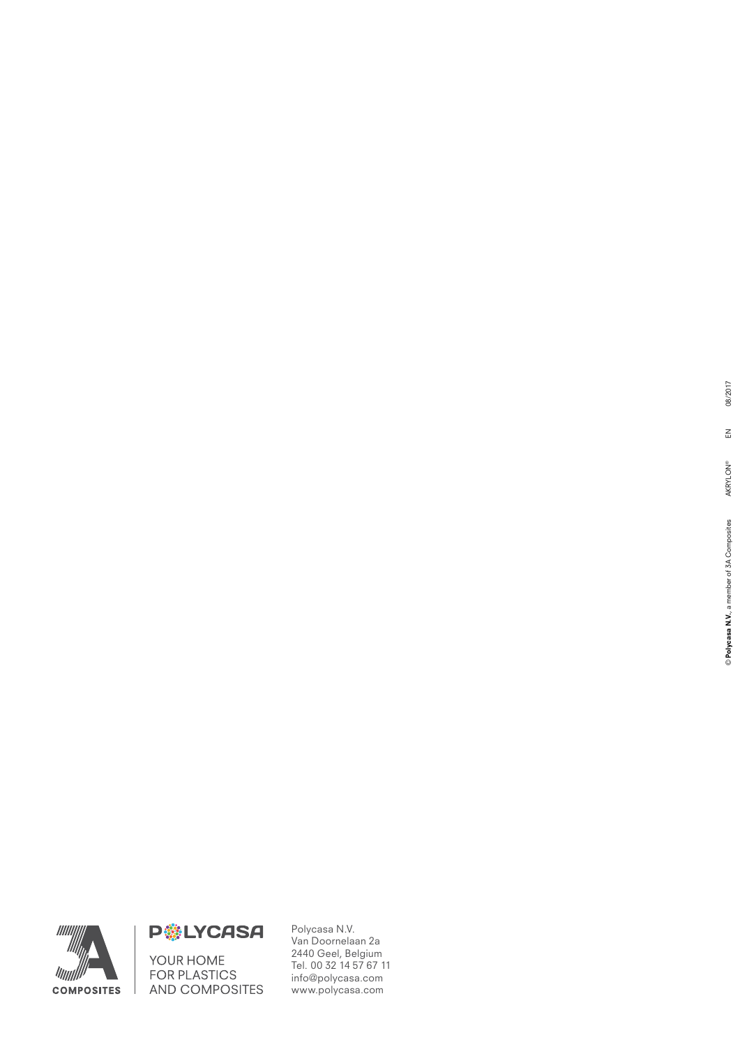© **Polycasa N.V.**, a member of 3A Composites AKRYLON® EN 08/2017

COMPOSITES

POLYCASA

YOUR HOME
FOR PLASTICS
AND COMPOSITES

Polycasa N.V.
Van Doornelaan 2a
2440 Geel, Belgium
Tel. 00 32 14 57 67 11
info@polycasa.com
www.polycasa.com